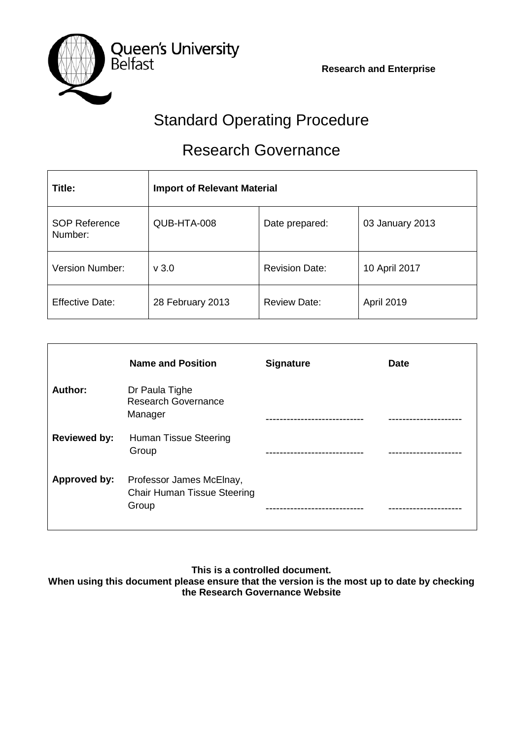Queen's University Belfast

**Research and Enterprise**

# Standard Operating Procedure

## Research Governance

| **Title:** | **Import of Relevant Material** | | |
|---|---|---|---|
| SOP Reference Number: | QUB-HTA-008 | Date prepared: | 03 January 2013 |
| Version Number: | v 3.0 | Revision Date: | 10 April 2017 |
| Effective Date: | 28 February 2013 | Review Date: | April 2019 |

| | **Name and Position** | **Signature** | **Date** |
|---|---|---|---|
| **Author:** | Dr Paula Tighe Research Governance Manager | --------------------------- | -------------------- |
| **Reviewed by:** | Human Tissue Steering Group | --------------------------- | -------------------- |
| **Approved by:** | Professor James McElnay, Chair Human Tissue Steering Group | --------------------------- | -------------------- |

**This is a controlled document.**
**When using this document please ensure that the version is the most up to date by checking the Research Governance Website**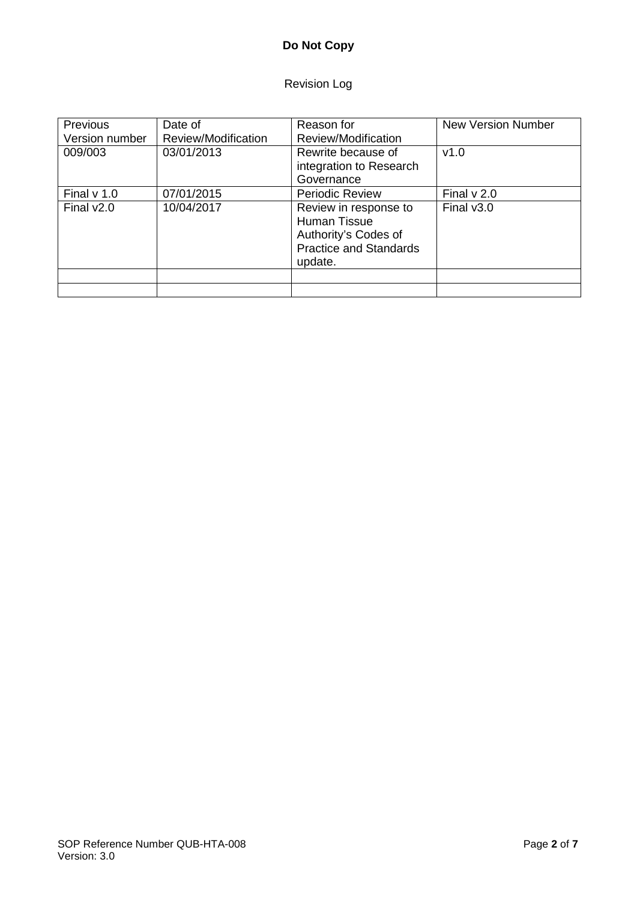**Do Not Copy**

Revision Log

| Previous Version number | Date of Review/Modification | Reason for Review/Modification | New Version Number |
|---|---|---|---|
| 009/003 | 03/01/2013 | Rewrite because of integration to Research Governance | v1.0 |
| Final v 1.0 | 07/01/2015 | Periodic Review | Final v 2.0 |
| Final v2.0 | 10/04/2017 | Review in response to Human Tissue Authority's Codes of Practice and Standards update. | Final v3.0 |
| | | | |
| | | | |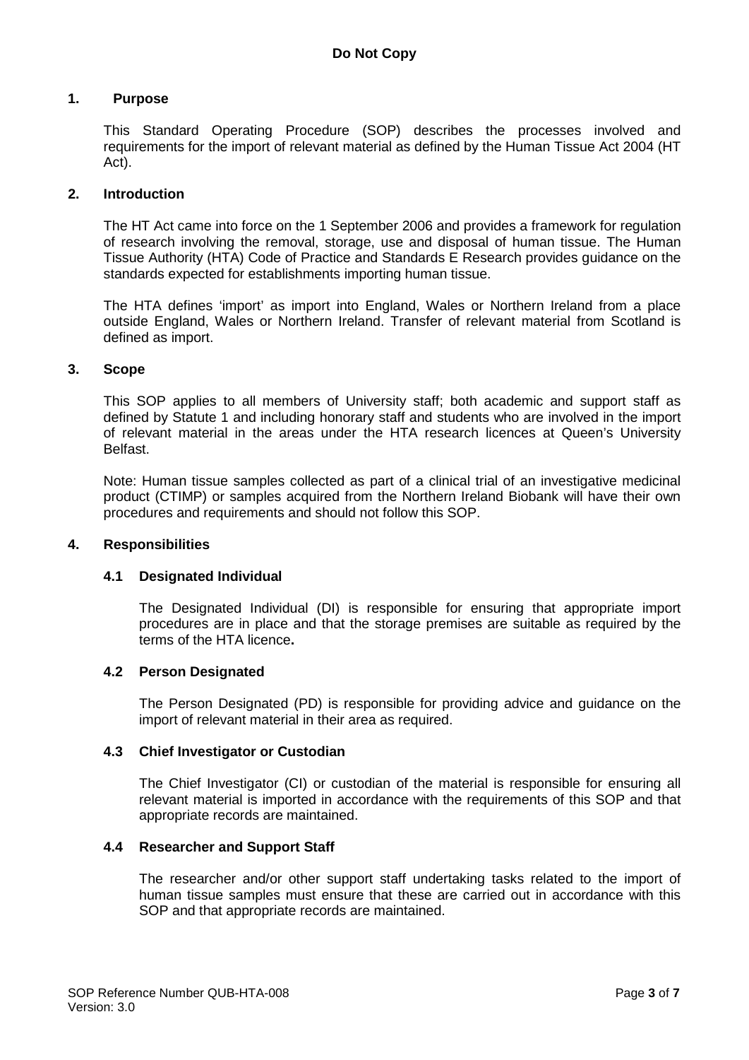**Do Not Copy**

## 1. Purpose

This Standard Operating Procedure (SOP) describes the processes involved and requirements for the import of relevant material as defined by the Human Tissue Act 2004 (HT Act).

## 2. Introduction

The HT Act came into force on the 1 September 2006 and provides a framework for regulation of research involving the removal, storage, use and disposal of human tissue. The Human Tissue Authority (HTA) Code of Practice and Standards E Research provides guidance on the standards expected for establishments importing human tissue.

The HTA defines 'import' as import into England, Wales or Northern Ireland from a place outside England, Wales or Northern Ireland. Transfer of relevant material from Scotland is defined as import.

## 3. Scope

This SOP applies to all members of University staff; both academic and support staff as defined by Statute 1 and including honorary staff and students who are involved in the import of relevant material in the areas under the HTA research licences at Queen's University Belfast.

Note: Human tissue samples collected as part of a clinical trial of an investigative medicinal product (CTIMP) or samples acquired from the Northern Ireland Biobank will have their own procedures and requirements and should not follow this SOP.

## 4. Responsibilities

### 4.1 Designated Individual

The Designated Individual (DI) is responsible for ensuring that appropriate import procedures are in place and that the storage premises are suitable as required by the terms of the HTA licence**.**

### 4.2 Person Designated

The Person Designated (PD) is responsible for providing advice and guidance on the import of relevant material in their area as required.

### 4.3 Chief Investigator or Custodian

The Chief Investigator (CI) or custodian of the material is responsible for ensuring all relevant material is imported in accordance with the requirements of this SOP and that appropriate records are maintained.

### 4.4 Researcher and Support Staff

The researcher and/or other support staff undertaking tasks related to the import of human tissue samples must ensure that these are carried out in accordance with this SOP and that appropriate records are maintained.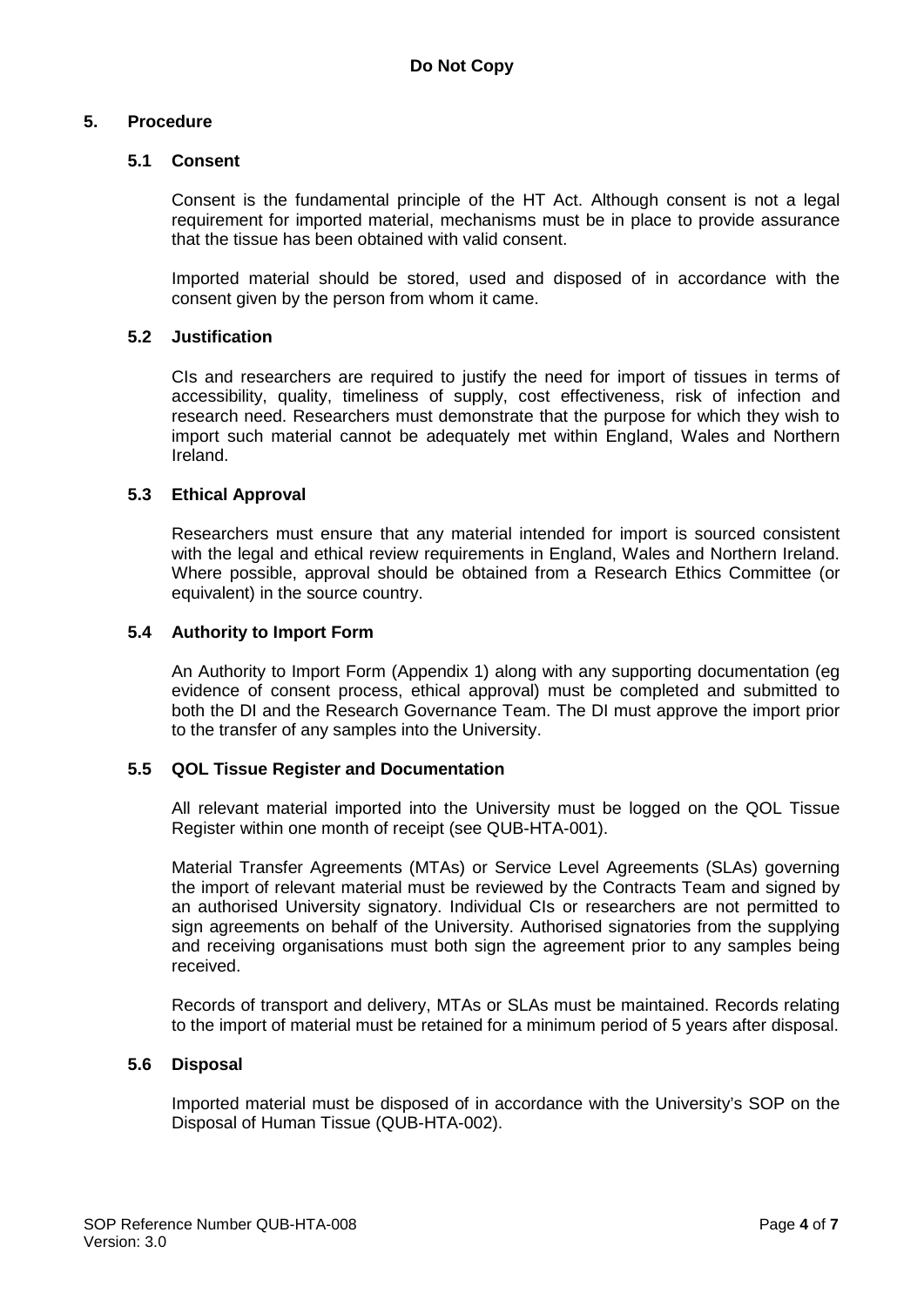**Do Not Copy**

## 5. Procedure

### 5.1 Consent

Consent is the fundamental principle of the HT Act. Although consent is not a legal requirement for imported material, mechanisms must be in place to provide assurance that the tissue has been obtained with valid consent.

Imported material should be stored, used and disposed of in accordance with the consent given by the person from whom it came.

### 5.2 Justification

CIs and researchers are required to justify the need for import of tissues in terms of accessibility, quality, timeliness of supply, cost effectiveness, risk of infection and research need. Researchers must demonstrate that the purpose for which they wish to import such material cannot be adequately met within England, Wales and Northern Ireland.

### 5.3 Ethical Approval

Researchers must ensure that any material intended for import is sourced consistent with the legal and ethical review requirements in England, Wales and Northern Ireland. Where possible, approval should be obtained from a Research Ethics Committee (or equivalent) in the source country.

### 5.4 Authority to Import Form

An Authority to Import Form (Appendix 1) along with any supporting documentation (eg evidence of consent process, ethical approval) must be completed and submitted to both the DI and the Research Governance Team. The DI must approve the import prior to the transfer of any samples into the University.

### 5.5 QOL Tissue Register and Documentation

All relevant material imported into the University must be logged on the QOL Tissue Register within one month of receipt (see QUB-HTA-001).

Material Transfer Agreements (MTAs) or Service Level Agreements (SLAs) governing the import of relevant material must be reviewed by the Contracts Team and signed by an authorised University signatory. Individual CIs or researchers are not permitted to sign agreements on behalf of the University. Authorised signatories from the supplying and receiving organisations must both sign the agreement prior to any samples being received.

Records of transport and delivery, MTAs or SLAs must be maintained. Records relating to the import of material must be retained for a minimum period of 5 years after disposal.

### 5.6 Disposal

Imported material must be disposed of in accordance with the University's SOP on the Disposal of Human Tissue (QUB-HTA-002).

SOP Reference Number QUB-HTA-008
Version: 3.0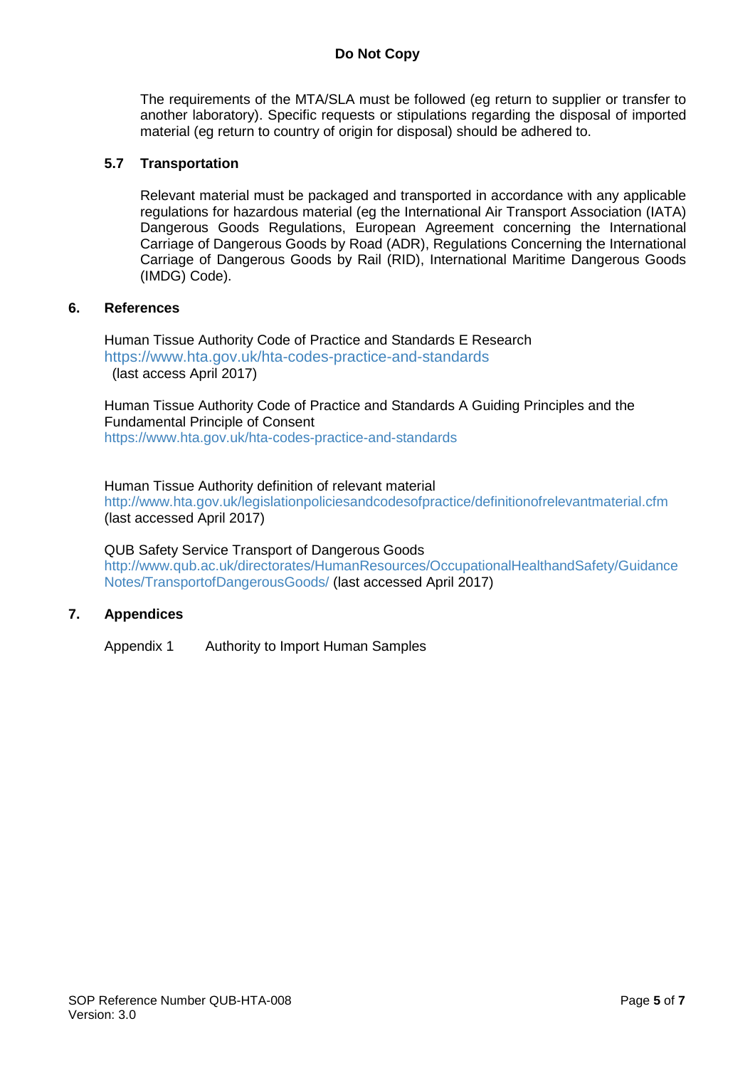The requirements of the MTA/SLA must be followed (eg return to supplier or transfer to another laboratory). Specific requests or stipulations regarding the disposal of imported material (eg return to country of origin for disposal) should be adhered to.

### 5.7 Transportation

Relevant material must be packaged and transported in accordance with any applicable regulations for hazardous material (eg the International Air Transport Association (IATA) Dangerous Goods Regulations, European Agreement concerning the International Carriage of Dangerous Goods by Road (ADR), Regulations Concerning the International Carriage of Dangerous Goods by Rail (RID), International Maritime Dangerous Goods (IMDG) Code).

## 6. References

Human Tissue Authority Code of Practice and Standards E Research
https://www.hta.gov.uk/hta-codes-practice-and-standards
(last access April 2017)

Human Tissue Authority Code of Practice and Standards A Guiding Principles and the Fundamental Principle of Consent
https://www.hta.gov.uk/hta-codes-practice-and-standards

Human Tissue Authority definition of relevant material
http://www.hta.gov.uk/legislationpoliciesandcodesofpractice/definitionofrelevantmaterial.cfm
(last accessed April 2017)

QUB Safety Service Transport of Dangerous Goods
http://www.qub.ac.uk/directorates/HumanResources/OccupationalHealthandSafety/GuidanceNotes/TransportofDangerousGoods/ (last accessed April 2017)

## 7. Appendices

Appendix 1 Authority to Import Human Samples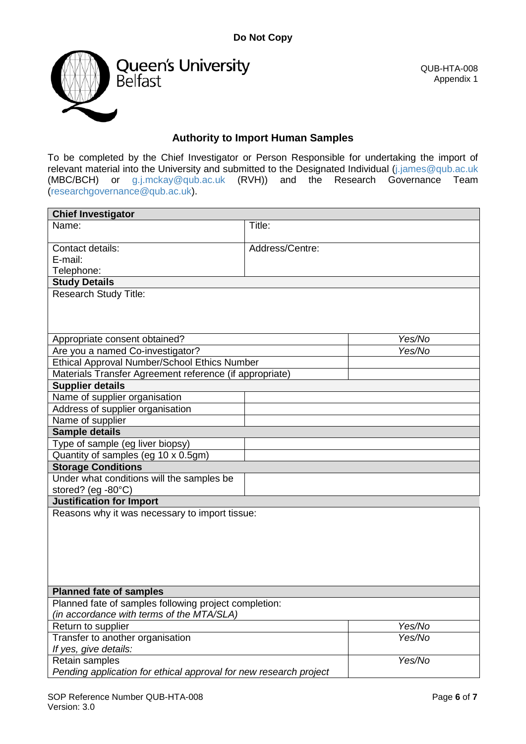**Do Not Copy**

QUB-HTA-008
Appendix 1

## Authority to Import Human Samples

To be completed by the Chief Investigator or Person Responsible for undertaking the import of relevant material into the University and submitted to the Designated Individual (j.james@qub.ac.uk (MBC/BCH) or g.j.mckay@qub.ac.uk (RVH)) and the Research Governance Team (researchgovernance@qub.ac.uk).

| **Chief Investigator** | | |
|---|---|---|
| Name: | Title: | |
| Contact details:<br>E-mail:<br>Telephone: | Address/Centre: | |
| **Study Details** | | |
| Research Study Title: | | |
| Appropriate consent obtained? | | *Yes/No* |
| Are you a named Co-investigator? | | *Yes/No* |
| Ethical Approval Number/School Ethics Number | | |
| Materials Transfer Agreement reference (if appropriate) | | |
| **Supplier details** | | |
| Name of supplier organisation | | |
| Address of supplier organisation | | |
| Name of supplier | | |
| **Sample details** | | |
| Type of sample (eg liver biopsy) | | |
| Quantity of samples (eg 10 x 0.5gm) | | |
| **Storage Conditions** | | |
| Under what conditions will the samples be stored? (eg -80°C) | | |
| **Justification for Import** | | |
| Reasons why it was necessary to import tissue: | | |
| **Planned fate of samples** | | |
| Planned fate of samples following project completion:<br>*(in accordance with terms of the MTA/SLA)* | | |
| Return to supplier | | *Yes/No* |
| Transfer to another organisation<br>*If yes, give details:* | | *Yes/No* |
| Retain samples<br>*Pending application for ethical approval for new research project* | | *Yes/No* |

SOP Reference Number QUB-HTA-008
Version: 3.0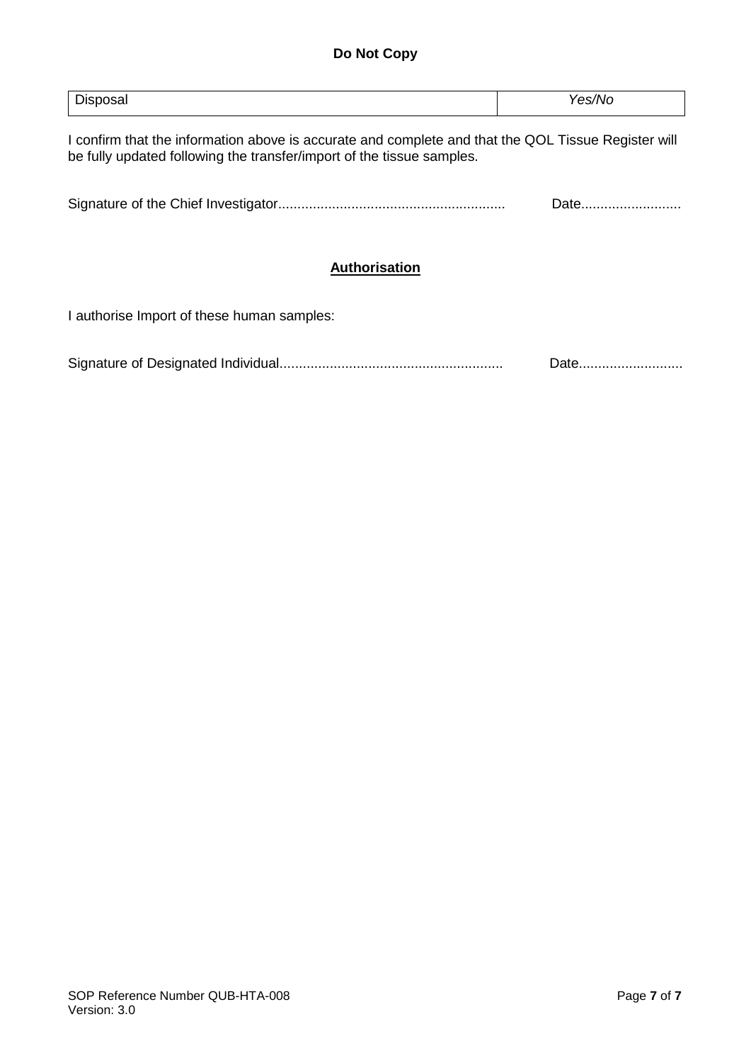**Do Not Copy**

| | |
|---|---|
| Disposal | *Yes/No* |

I confirm that the information above is accurate and complete and that the QOL Tissue Register will be fully updated following the transfer/import of the tissue samples.

Signature of the Chief Investigator.......................................................... Date..........................

## Authorisation

I authorise Import of these human samples:

Signature of Designated Individual.......................................................... Date...........................

SOP Reference Number QUB-HTA-008
Version: 3.0